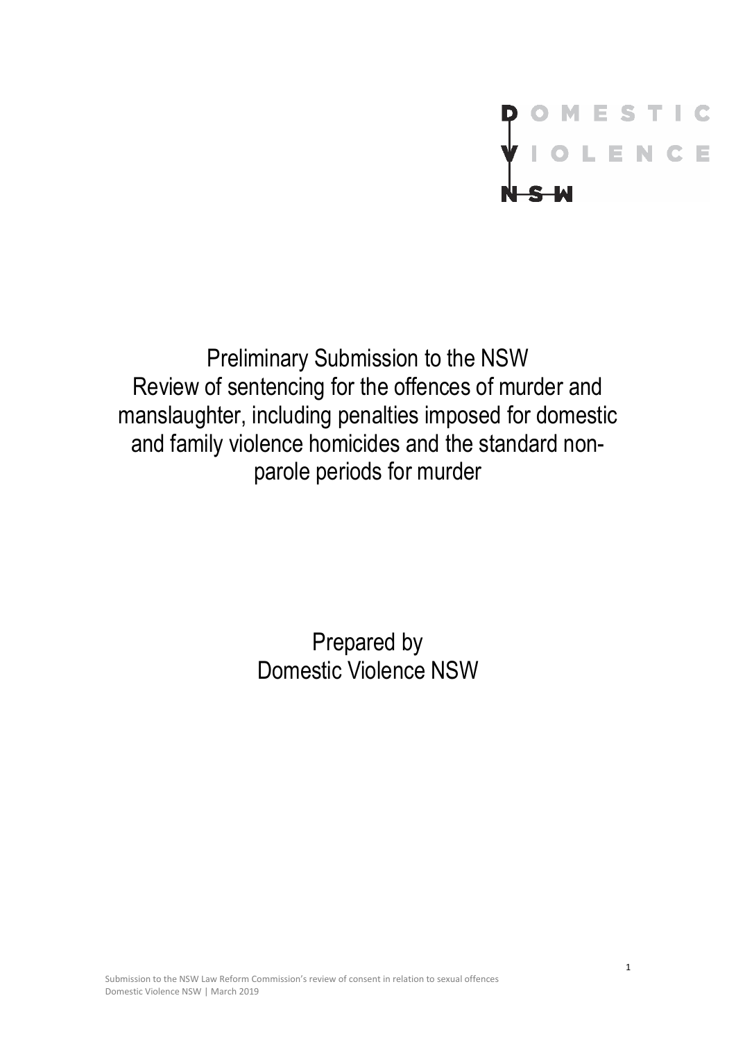DOMESTIC VIOLENCE NSW

# Preliminary Submission to the NSW Review of sentencing for the offences of murder and manslaughter, including penalties imposed for domestic and family violence homicides and the standard non-parole periods for murder

Prepared by
Domestic Violence NSW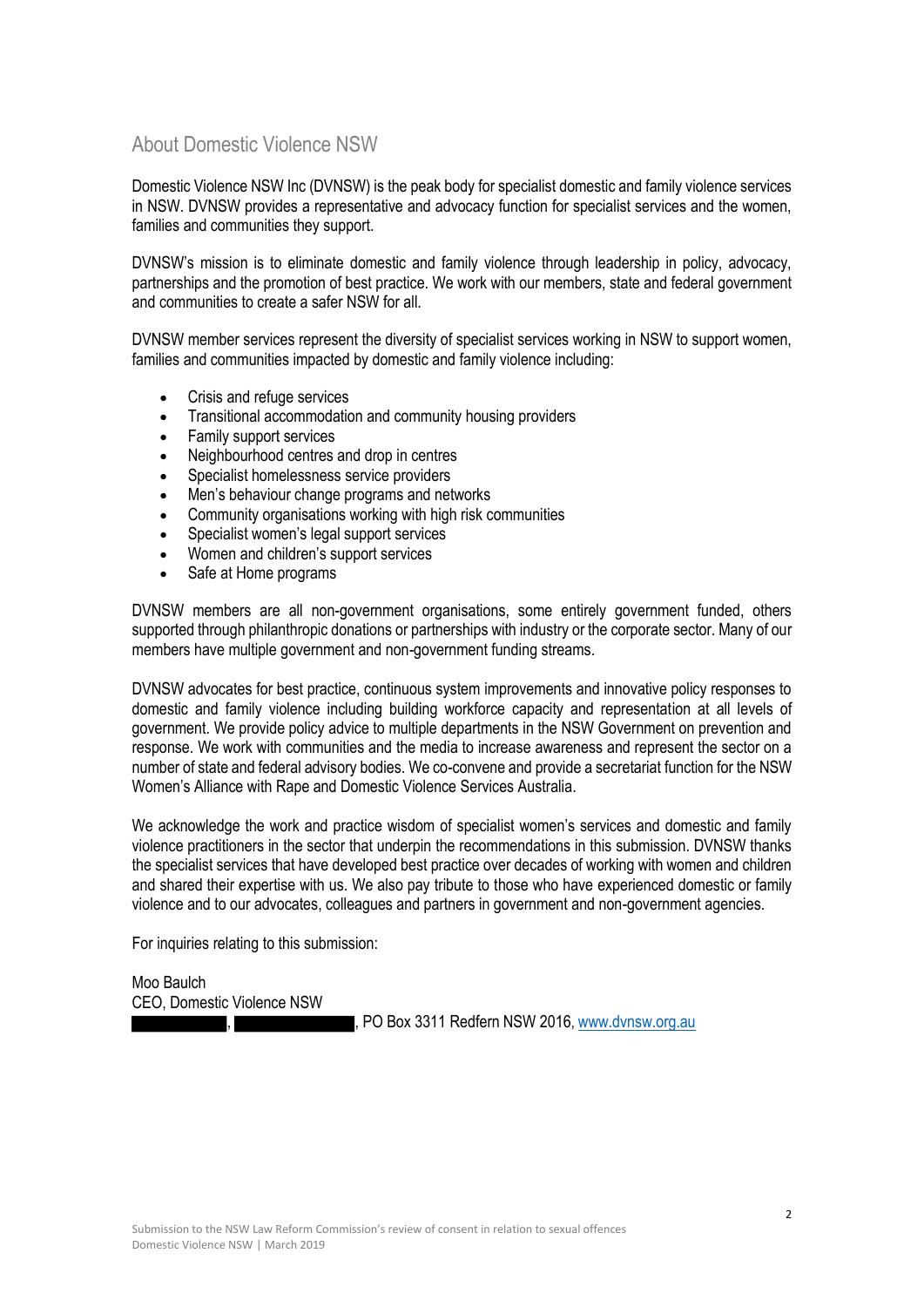## About Domestic Violence NSW

Domestic Violence NSW Inc (DVNSW) is the peak body for specialist domestic and family violence services in NSW. DVNSW provides a representative and advocacy function for specialist services and the women, families and communities they support.

DVNSW's mission is to eliminate domestic and family violence through leadership in policy, advocacy, partnerships and the promotion of best practice. We work with our members, state and federal government and communities to create a safer NSW for all.

DVNSW member services represent the diversity of specialist services working in NSW to support women, families and communities impacted by domestic and family violence including:

- Crisis and refuge services
- Transitional accommodation and community housing providers
- Family support services
- Neighbourhood centres and drop in centres
- Specialist homelessness service providers
- Men's behaviour change programs and networks
- Community organisations working with high risk communities
- Specialist women's legal support services
- Women and children's support services
- Safe at Home programs

DVNSW members are all non-government organisations, some entirely government funded, others supported through philanthropic donations or partnerships with industry or the corporate sector. Many of our members have multiple government and non-government funding streams.

DVNSW advocates for best practice, continuous system improvements and innovative policy responses to domestic and family violence including building workforce capacity and representation at all levels of government. We provide policy advice to multiple departments in the NSW Government on prevention and response. We work with communities and the media to increase awareness and represent the sector on a number of state and federal advisory bodies. We co-convene and provide a secretariat function for the NSW Women's Alliance with Rape and Domestic Violence Services Australia.

We acknowledge the work and practice wisdom of specialist women's services and domestic and family violence practitioners in the sector that underpin the recommendations in this submission. DVNSW thanks the specialist services that have developed best practice over decades of working with women and children and shared their expertise with us. We also pay tribute to those who have experienced domestic or family violence and to our advocates, colleagues and partners in government and non-government agencies.

For inquiries relating to this submission:

Moo Baulch
CEO, Domestic Violence NSW
[REDACTED], [REDACTED], PO Box 3311 Redfern NSW 2016, www.dvnsw.org.au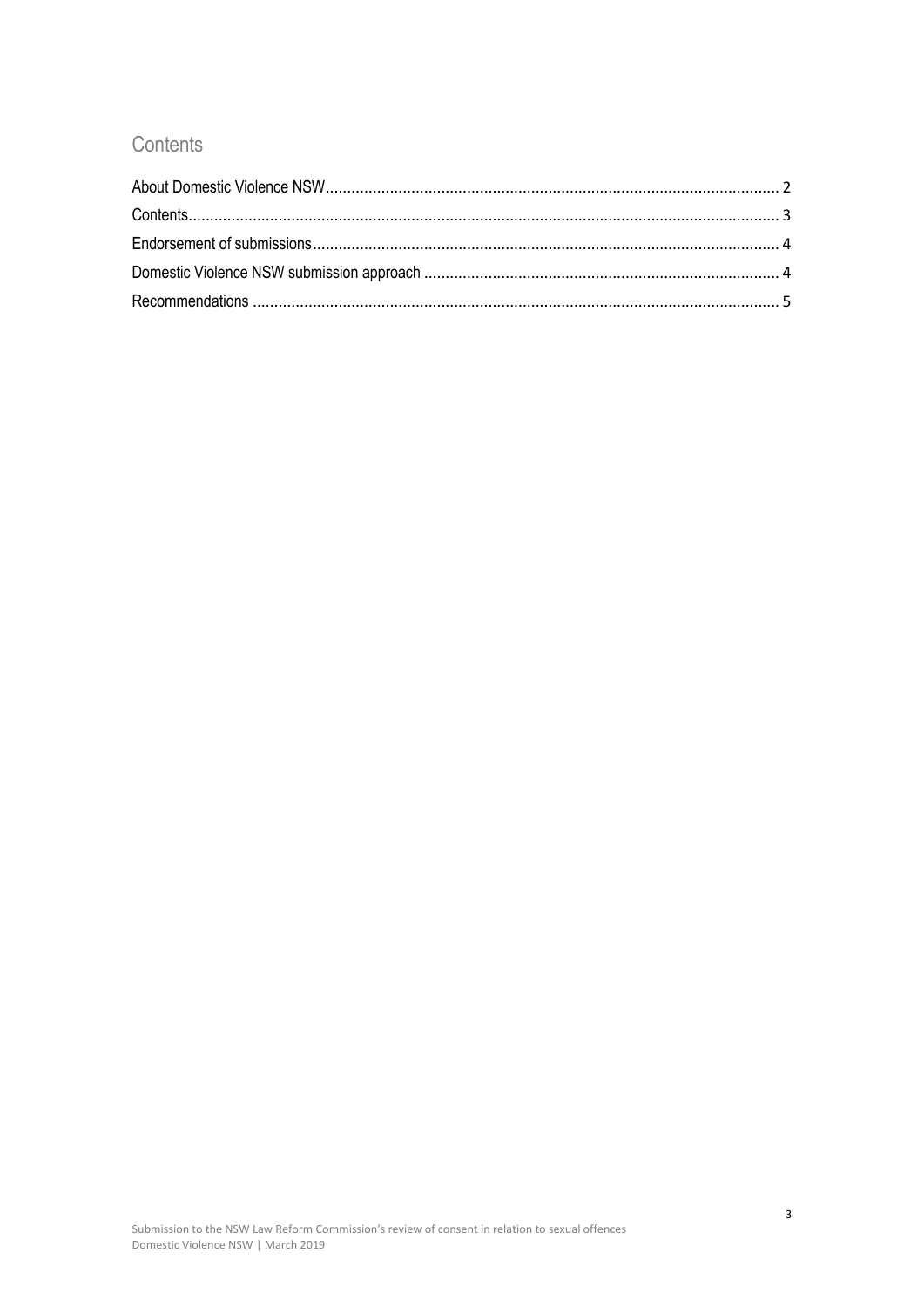## Contents

About Domestic Violence NSW.......................................................................................................... 2

Contents.......................................................................................................................................... 3

Endorsement of submissions............................................................................................................ 4

Domestic Violence NSW submission approach ................................................................................... 4

Recommendations ........................................................................................................................... 5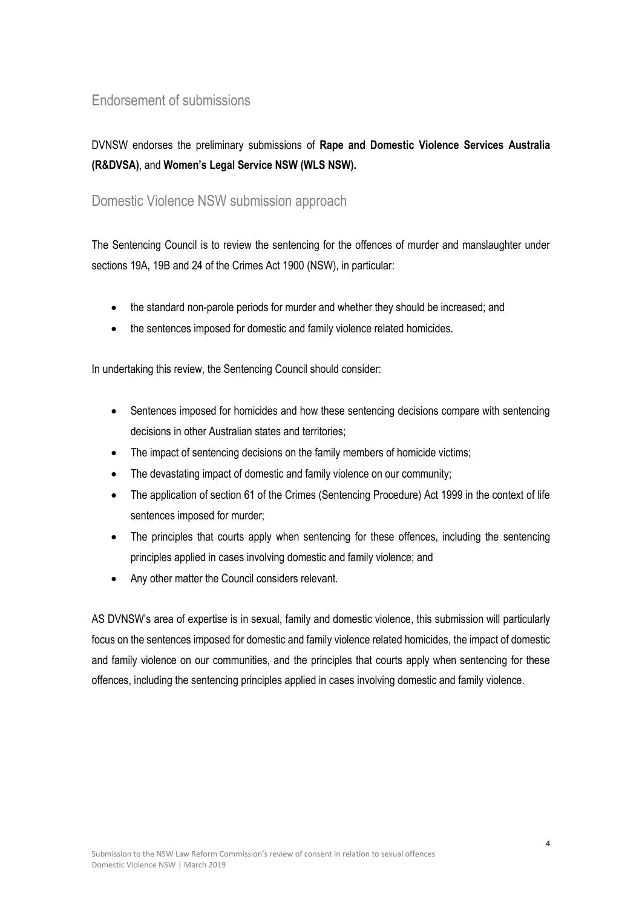## Endorsement of submissions

DVNSW endorses the preliminary submissions of **Rape and Domestic Violence Services Australia (R&DVSA)**, and **Women's Legal Service NSW (WLS NSW).**

## Domestic Violence NSW submission approach

The Sentencing Council is to review the sentencing for the offences of murder and manslaughter under sections 19A, 19B and 24 of the Crimes Act 1900 (NSW), in particular:

- the standard non-parole periods for murder and whether they should be increased; and
- the sentences imposed for domestic and family violence related homicides.

In undertaking this review, the Sentencing Council should consider:

- Sentences imposed for homicides and how these sentencing decisions compare with sentencing decisions in other Australian states and territories;
- The impact of sentencing decisions on the family members of homicide victims;
- The devastating impact of domestic and family violence on our community;
- The application of section 61 of the Crimes (Sentencing Procedure) Act 1999 in the context of life sentences imposed for murder;
- The principles that courts apply when sentencing for these offences, including the sentencing principles applied in cases involving domestic and family violence; and
- Any other matter the Council considers relevant.

AS DVNSW's area of expertise is in sexual, family and domestic violence, this submission will particularly focus on the sentences imposed for domestic and family violence related homicides, the impact of domestic and family violence on our communities, and the principles that courts apply when sentencing for these offences, including the sentencing principles applied in cases involving domestic and family violence.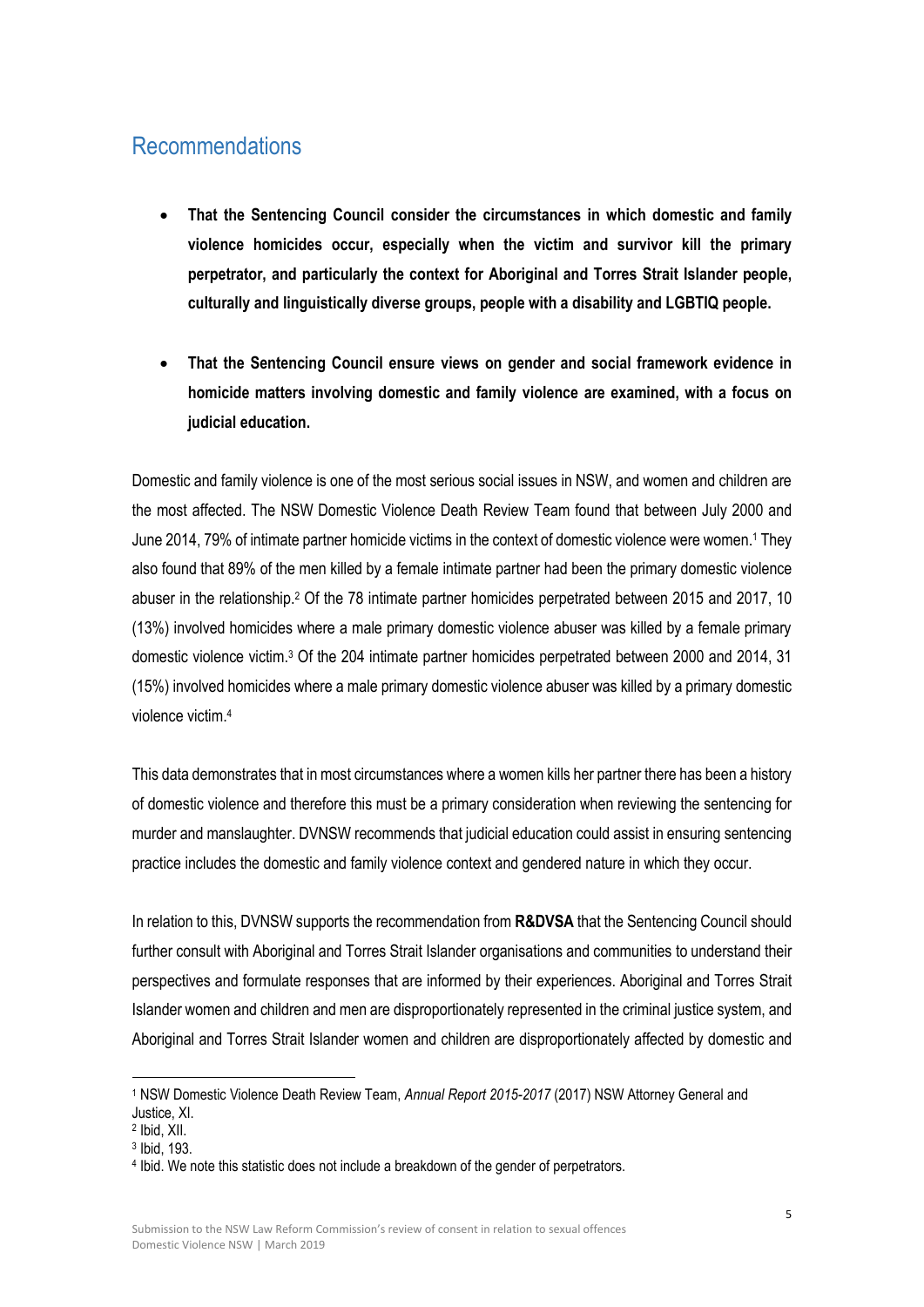## Recommendations

- **That the Sentencing Council consider the circumstances in which domestic and family violence homicides occur, especially when the victim and survivor kill the primary perpetrator, and particularly the context for Aboriginal and Torres Strait Islander people, culturally and linguistically diverse groups, people with a disability and LGBTIQ people.**

- **That the Sentencing Council ensure views on gender and social framework evidence in homicide matters involving domestic and family violence are examined, with a focus on judicial education.**

Domestic and family violence is one of the most serious social issues in NSW, and women and children are the most affected. The NSW Domestic Violence Death Review Team found that between July 2000 and June 2014, 79% of intimate partner homicide victims in the context of domestic violence were women.[1] They also found that 89% of the men killed by a female intimate partner had been the primary domestic violence abuser in the relationship.[2] Of the 78 intimate partner homicides perpetrated between 2015 and 2017, 10 (13%) involved homicides where a male primary domestic violence abuser was killed by a female primary domestic violence victim.[3] Of the 204 intimate partner homicides perpetrated between 2000 and 2014, 31 (15%) involved homicides where a male primary domestic violence abuser was killed by a primary domestic violence victim.[4]

This data demonstrates that in most circumstances where a women kills her partner there has been a history of domestic violence and therefore this must be a primary consideration when reviewing the sentencing for murder and manslaughter. DVNSW recommends that judicial education could assist in ensuring sentencing practice includes the domestic and family violence context and gendered nature in which they occur.

In relation to this, DVNSW supports the recommendation from **R&DVSA** that the Sentencing Council should further consult with Aboriginal and Torres Strait Islander organisations and communities to understand their perspectives and formulate responses that are informed by their experiences. Aboriginal and Torres Strait Islander women and children and men are disproportionately represented in the criminal justice system, and Aboriginal and Torres Strait Islander women and children are disproportionately affected by domestic and

[1] NSW Domestic Violence Death Review Team, *Annual Report 2015-2017* (2017) NSW Attorney General and Justice, XI.
[2] Ibid, XII.
[3] Ibid, 193.
[4] Ibid. We note this statistic does not include a breakdown of the gender of perpetrators.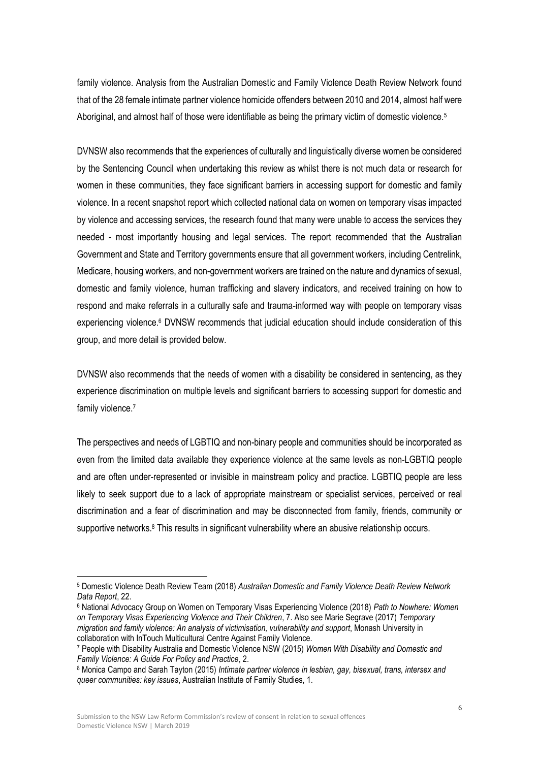family violence. Analysis from the Australian Domestic and Family Violence Death Review Network found that of the 28 female intimate partner violence homicide offenders between 2010 and 2014, almost half were Aboriginal, and almost half of those were identifiable as being the primary victim of domestic violence.[5]

DVNSW also recommends that the experiences of culturally and linguistically diverse women be considered by the Sentencing Council when undertaking this review as whilst there is not much data or research for women in these communities, they face significant barriers in accessing support for domestic and family violence. In a recent snapshot report which collected national data on women on temporary visas impacted by violence and accessing services, the research found that many were unable to access the services they needed - most importantly housing and legal services. The report recommended that the Australian Government and State and Territory governments ensure that all government workers, including Centrelink, Medicare, housing workers, and non-government workers are trained on the nature and dynamics of sexual, domestic and family violence, human trafficking and slavery indicators, and received training on how to respond and make referrals in a culturally safe and trauma-informed way with people on temporary visas experiencing violence.[6] DVNSW recommends that judicial education should include consideration of this group, and more detail is provided below.

DVNSW also recommends that the needs of women with a disability be considered in sentencing, as they experience discrimination on multiple levels and significant barriers to accessing support for domestic and family violence.[7]

The perspectives and needs of LGBTIQ and non-binary people and communities should be incorporated as even from the limited data available they experience violence at the same levels as non-LGBTIQ people and are often under-represented or invisible in mainstream policy and practice. LGBTIQ people are less likely to seek support due to a lack of appropriate mainstream or specialist services, perceived or real discrimination and a fear of discrimination and may be disconnected from family, friends, community or supportive networks.[8] This results in significant vulnerability where an abusive relationship occurs.

---

[5] Domestic Violence Death Review Team (2018) *Australian Domestic and Family Violence Death Review Network Data Report*, 22.

[6] National Advocacy Group on Women on Temporary Visas Experiencing Violence (2018) *Path to Nowhere: Women on Temporary Visas Experiencing Violence and Their Children*, 7. Also see Marie Segrave (2017) *Temporary migration and family violence: An analysis of victimisation, vulnerability and support*, Monash University in collaboration with InTouch Multicultural Centre Against Family Violence.

[7] People with Disability Australia and Domestic Violence NSW (2015) *Women With Disability and Domestic and Family Violence: A Guide For Policy and Practice*, 2.

[8] Monica Campo and Sarah Tayton (2015) *Intimate partner violence in lesbian, gay, bisexual, trans, intersex and queer communities: key issues*, Australian Institute of Family Studies, 1.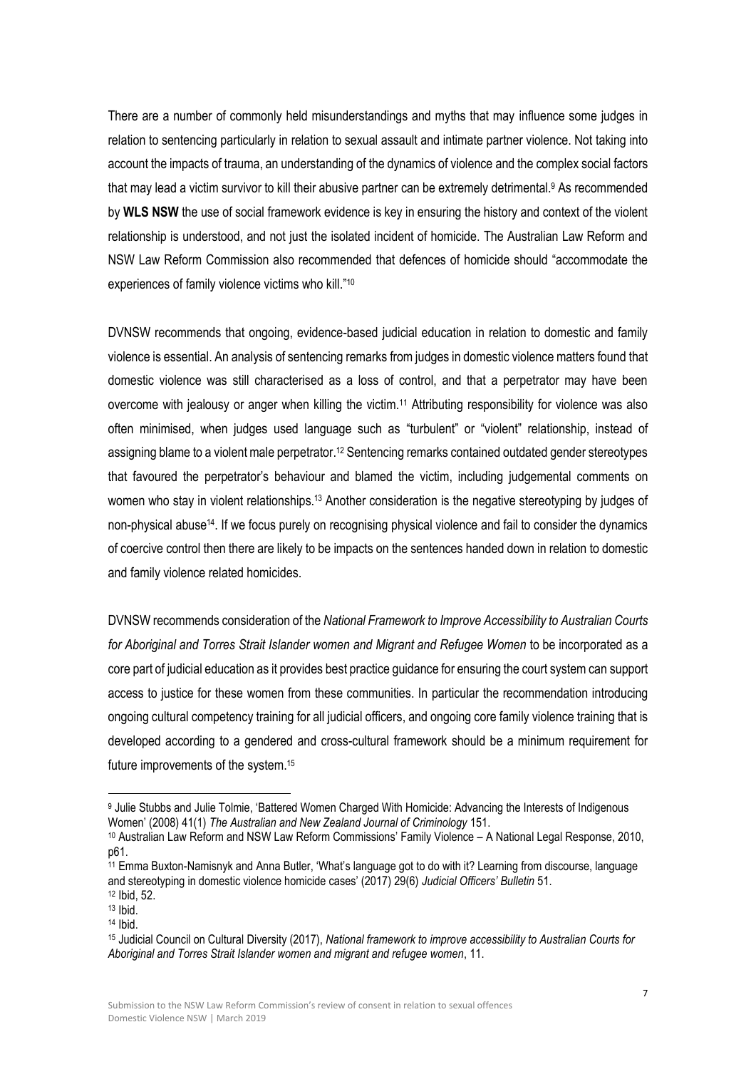There are a number of commonly held misunderstandings and myths that may influence some judges in relation to sentencing particularly in relation to sexual assault and intimate partner violence. Not taking into account the impacts of trauma, an understanding of the dynamics of violence and the complex social factors that may lead a victim survivor to kill their abusive partner can be extremely detrimental.[9] As recommended by **WLS NSW** the use of social framework evidence is key in ensuring the history and context of the violent relationship is understood, and not just the isolated incident of homicide. The Australian Law Reform and NSW Law Reform Commission also recommended that defences of homicide should "accommodate the experiences of family violence victims who kill."[10]

DVNSW recommends that ongoing, evidence-based judicial education in relation to domestic and family violence is essential. An analysis of sentencing remarks from judges in domestic violence matters found that domestic violence was still characterised as a loss of control, and that a perpetrator may have been overcome with jealousy or anger when killing the victim.[11] Attributing responsibility for violence was also often minimised, when judges used language such as "turbulent" or "violent" relationship, instead of assigning blame to a violent male perpetrator.[12] Sentencing remarks contained outdated gender stereotypes that favoured the perpetrator's behaviour and blamed the victim, including judgemental comments on women who stay in violent relationships.[13] Another consideration is the negative stereotyping by judges of non-physical abuse[14]. If we focus purely on recognising physical violence and fail to consider the dynamics of coercive control then there are likely to be impacts on the sentences handed down in relation to domestic and family violence related homicides.

DVNSW recommends consideration of the *National Framework to Improve Accessibility to Australian Courts for Aboriginal and Torres Strait Islander women and Migrant and Refugee Women* to be incorporated as a core part of judicial education as it provides best practice guidance for ensuring the court system can support access to justice for these women from these communities. In particular the recommendation introducing ongoing cultural competency training for all judicial officers, and ongoing core family violence training that is developed according to a gendered and cross-cultural framework should be a minimum requirement for future improvements of the system.[15]

---

[9] Julie Stubbs and Julie Tolmie, 'Battered Women Charged With Homicide: Advancing the Interests of Indigenous Women' (2008) 41(1) *The Australian and New Zealand Journal of Criminology* 151.

[10] Australian Law Reform and NSW Law Reform Commissions' Family Violence – A National Legal Response, 2010, p61.

[11] Emma Buxton-Namisnyk and Anna Butler, 'What's language got to do with it? Learning from discourse, language and stereotyping in domestic violence homicide cases' (2017) 29(6) *Judicial Officers' Bulletin* 51.

[12] Ibid, 52.

[13] Ibid.

[14] Ibid.

[15] Judicial Council on Cultural Diversity (2017), *National framework to improve accessibility to Australian Courts for Aboriginal and Torres Strait Islander women and migrant and refugee women*, 11.